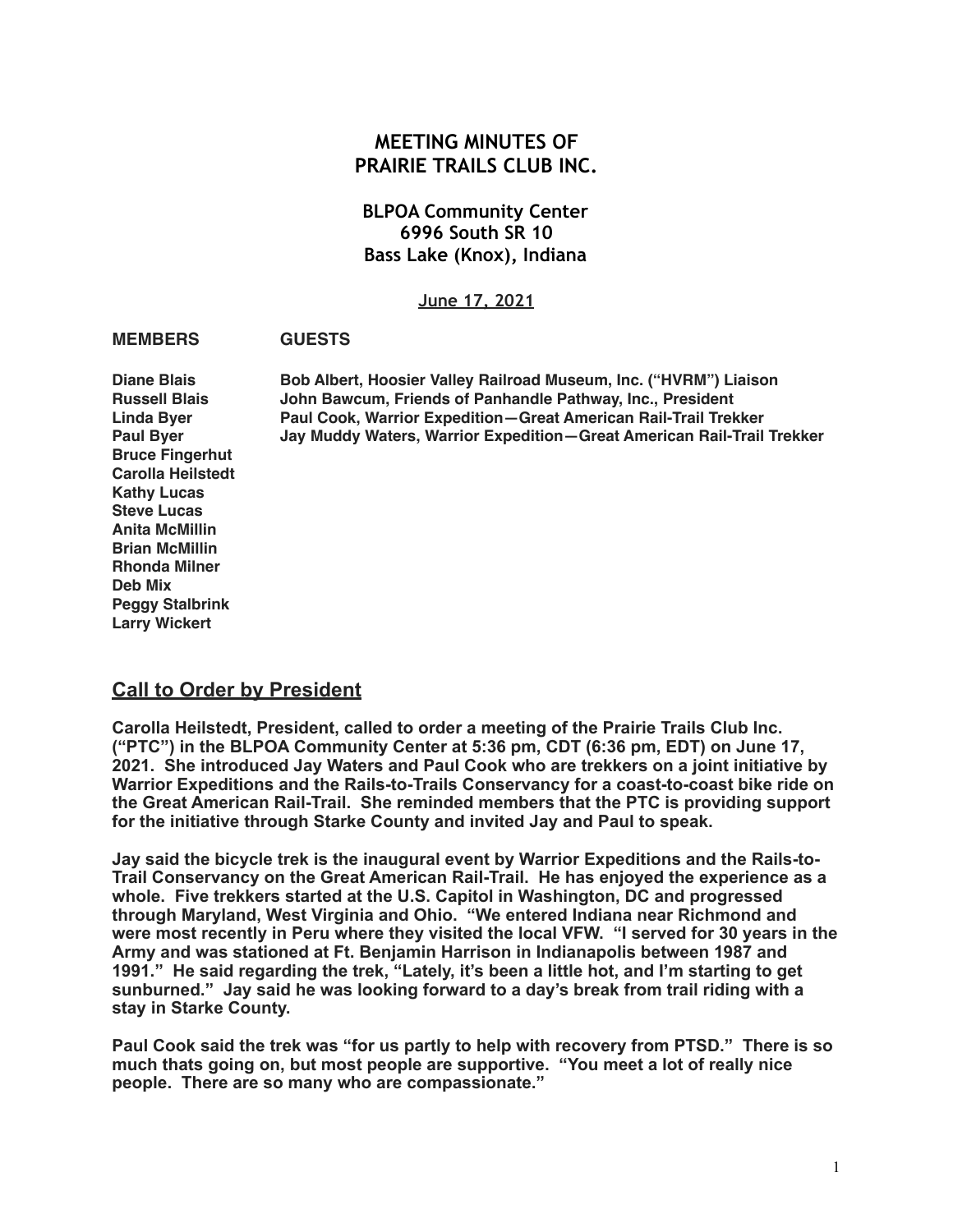# MEETING MINUTES OF PRAIRIE TRAILS CLUB INC.

## BLPOA Community Center
## 6996 South SR 10
## Bass Lake (Knox), Indiana

**June 17, 2021**

| MEMBERS | GUESTS |
| --- | --- |
| Diane Blais | Bob Albert, Hoosier Valley Railroad Museum, Inc. ("HVRM") Liaison |
| Russell Blais | John Bawcum, Friends of Panhandle Pathway, Inc., President |
| Linda Byer | Paul Cook, Warrior Expedition—Great American Rail-Trail Trekker |
| Paul Byer | Jay Muddy Waters, Warrior Expedition—Great American Rail-Trail Trekker |
| Bruce Fingerhut | |
| Carolla Heilstedt | |
| Kathy Lucas | |
| Steve Lucas | |
| Anita McMillin | |
| Brian McMillin | |
| Rhonda Milner | |
| Deb Mix | |
| Peggy Stalbrink | |
| Larry Wickert | |

## Call to Order by President

Carolla Heilstedt, President, called to order a meeting of the Prairie Trails Club Inc. ("PTC") in the BLPOA Community Center at 5:36 pm, CDT (6:36 pm, EDT) on June 17, 2021. She introduced Jay Waters and Paul Cook who are trekkers on a joint initiative by Warrior Expeditions and the Rails-to-Trails Conservancy for a coast-to-coast bike ride on the Great American Rail-Trail. She reminded members that the PTC is providing support for the initiative through Starke County and invited Jay and Paul to speak.

Jay said the bicycle trek is the inaugural event by Warrior Expeditions and the Rails-to-Trail Conservancy on the Great American Rail-Trail. He has enjoyed the experience as a whole. Five trekkers started at the U.S. Capitol in Washington, DC and progressed through Maryland, West Virginia and Ohio. "We entered Indiana near Richmond and were most recently in Peru where they visited the local VFW. "I served for 30 years in the Army and was stationed at Ft. Benjamin Harrison in Indianapolis between 1987 and 1991." He said regarding the trek, "Lately, it's been a little hot, and I'm starting to get sunburned." Jay said he was looking forward to a day's break from trail riding with a stay in Starke County.

Paul Cook said the trek was "for us partly to help with recovery from PTSD." There is so much thats going on, but most people are supportive. "You meet a lot of really nice people. There are so many who are compassionate."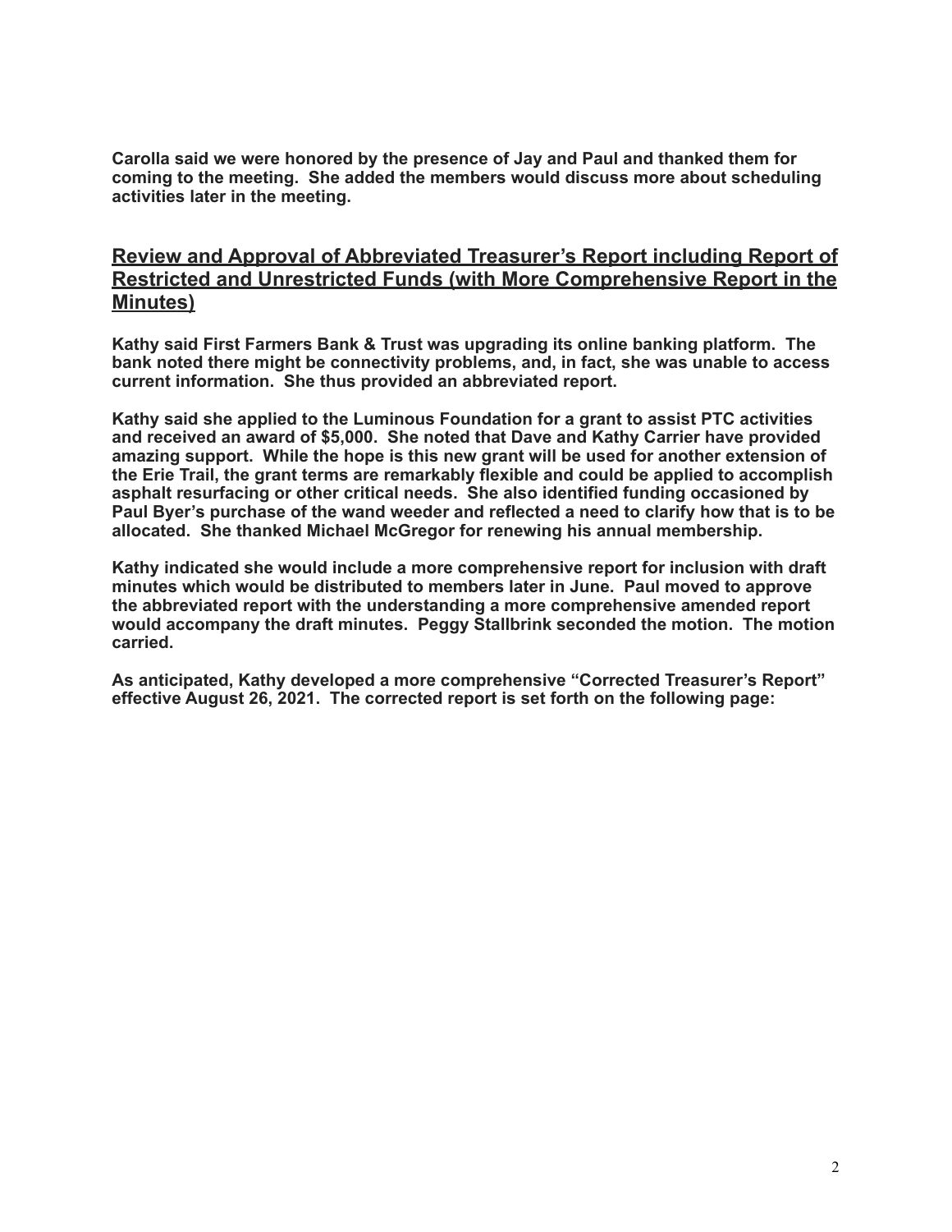**Carolla said we were honored by the presence of Jay and Paul and thanked them for coming to the meeting. She added the members would discuss more about scheduling activities later in the meeting.**

## Review and Approval of Abbreviated Treasurer's Report including Report of Restricted and Unrestricted Funds (with More Comprehensive Report in the Minutes)

**Kathy said First Farmers Bank & Trust was upgrading its online banking platform. The bank noted there might be connectivity problems, and, in fact, she was unable to access current information. She thus provided an abbreviated report.**

**Kathy said she applied to the Luminous Foundation for a grant to assist PTC activities and received an award of $5,000. She noted that Dave and Kathy Carrier have provided amazing support. While the hope is this new grant will be used for another extension of the Erie Trail, the grant terms are remarkably flexible and could be applied to accomplish asphalt resurfacing or other critical needs. She also identified funding occasioned by Paul Byer's purchase of the wand weeder and reflected a need to clarify how that is to be allocated. She thanked Michael McGregor for renewing his annual membership.**

**Kathy indicated she would include a more comprehensive report for inclusion with draft minutes which would be distributed to members later in June. Paul moved to approve the abbreviated report with the understanding a more comprehensive amended report would accompany the draft minutes. Peggy Stallbrink seconded the motion. The motion carried.**

**As anticipated, Kathy developed a more comprehensive "Corrected Treasurer's Report" effective August 26, 2021. The corrected report is set forth on the following page:**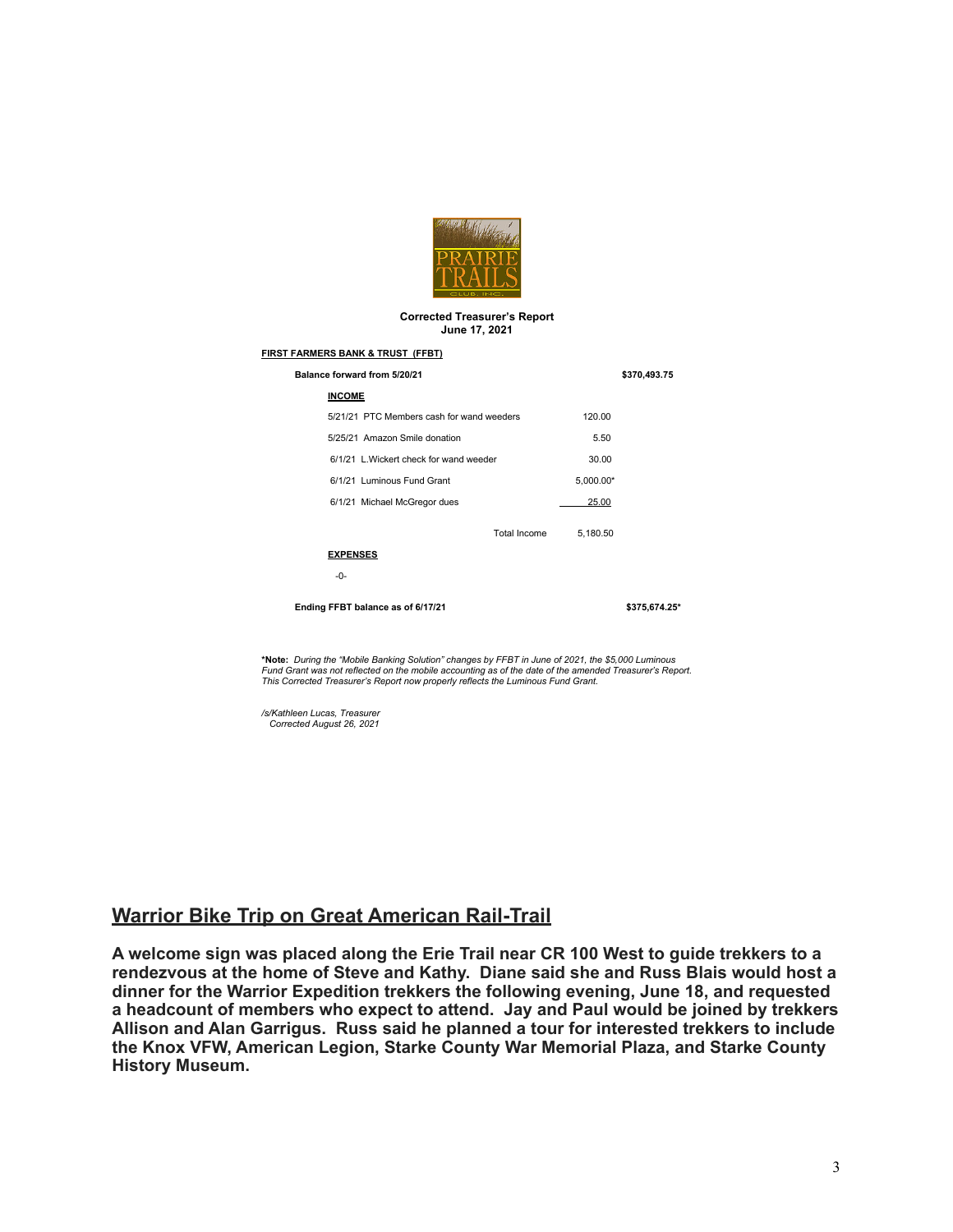**Corrected Treasurer's Report**
**June 17, 2021**

**FIRST FARMERS BANK & TRUST (FFBT)**

| | | |
|---|---|---|
| **Balance forward from 5/20/21** | | **$370,493.75** |
| **INCOME** | | |
| 5/21/21 PTC Members cash for wand weeders | 120.00 | |
| 5/25/21 Amazon Smile donation | 5.50 | |
| 6/1/21 L.Wickert check for wand weeder | 30.00 | |
| 6/1/21 Luminous Fund Grant | 5,000.00* | |
| 6/1/21 Michael McGregor dues | 25.00 | |
| Total Income | 5,180.50 | |
| **EXPENSES** | | |
| -0- | | |
| **Ending FFBT balance as of 6/17/21** | | **$375,674.25*** |

***Note:** *During the "Mobile Banking Solution" changes by FFBT in June of 2021, the $5,000 Luminous Fund Grant was not reflected on the mobile accounting as of the date of the amended Treasurer's Report. This Corrected Treasurer's Report now properly reflects the Luminous Fund Grant.*

*/s/Kathleen Lucas, Treasurer*
*Corrected August 26, 2021*

## Warrior Bike Trip on Great American Rail-Trail

**A welcome sign was placed along the Erie Trail near CR 100 West to guide trekkers to a rendezvous at the home of Steve and Kathy. Diane said she and Russ Blais would host a dinner for the Warrior Expedition trekkers the following evening, June 18, and requested a headcount of members who expect to attend. Jay and Paul would be joined by trekkers Allison and Alan Garrigus. Russ said he planned a tour for interested trekkers to include the Knox VFW, American Legion, Starke County War Memorial Plaza, and Starke County History Museum.**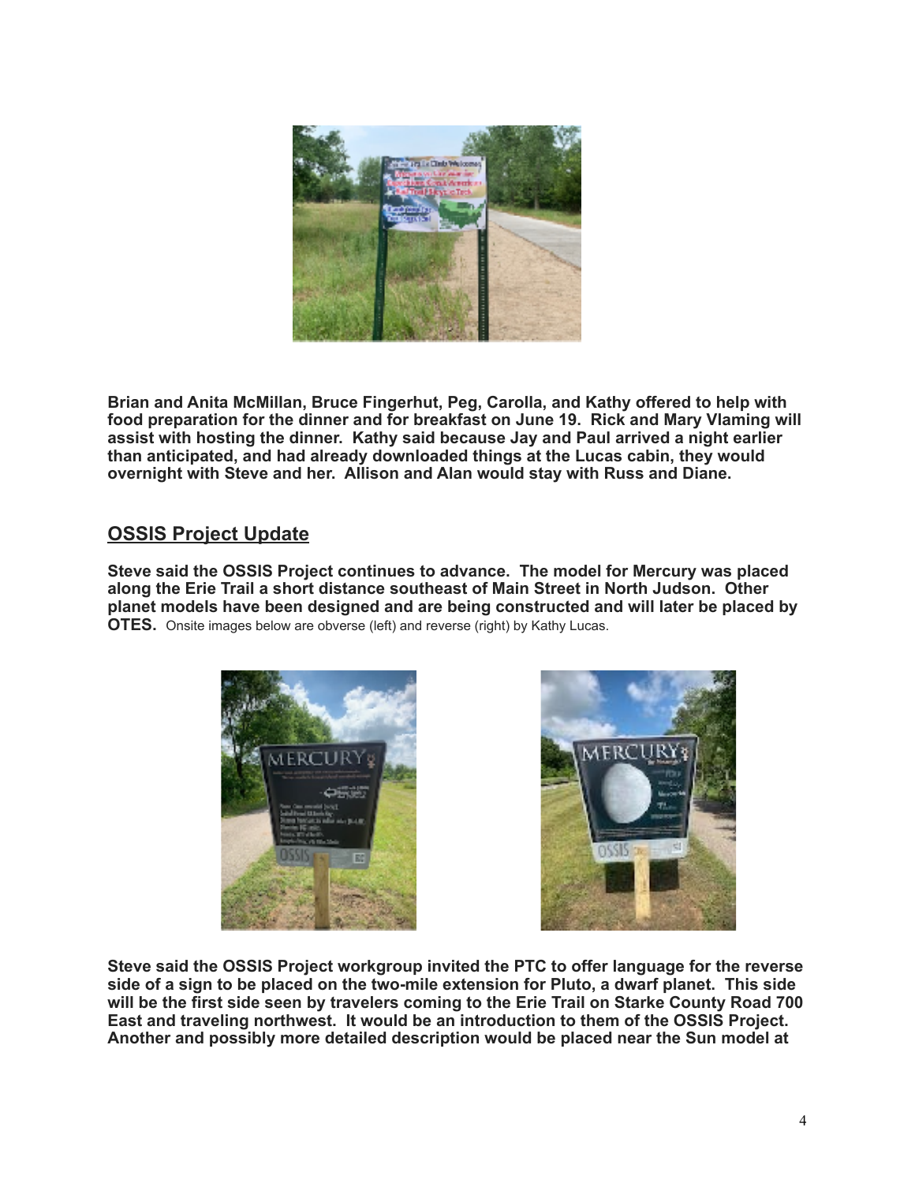**Brian and Anita McMillan, Bruce Fingerhut, Peg, Carolla, and Kathy offered to help with food preparation for the dinner and for breakfast on June 19. Rick and Mary Vlaming will assist with hosting the dinner. Kathy said because Jay and Paul arrived a night earlier than anticipated, and had already downloaded things at the Lucas cabin, they would overnight with Steve and her. Allison and Alan would stay with Russ and Diane.**

## OSSIS Project Update

**Steve said the OSSIS Project continues to advance. The model for Mercury was placed along the Erie Trail a short distance southeast of Main Street in North Judson. Other planet models have been designed and are being constructed and will later be placed by OTES.** Onsite images below are obverse (left) and reverse (right) by Kathy Lucas.

**Steve said the OSSIS Project workgroup invited the PTC to offer language for the reverse side of a sign to be placed on the two-mile extension for Pluto, a dwarf planet. This side will be the first side seen by travelers coming to the Erie Trail on Starke County Road 700 East and traveling northwest. It would be an introduction to them of the OSSIS Project. Another and possibly more detailed description would be placed near the Sun model at**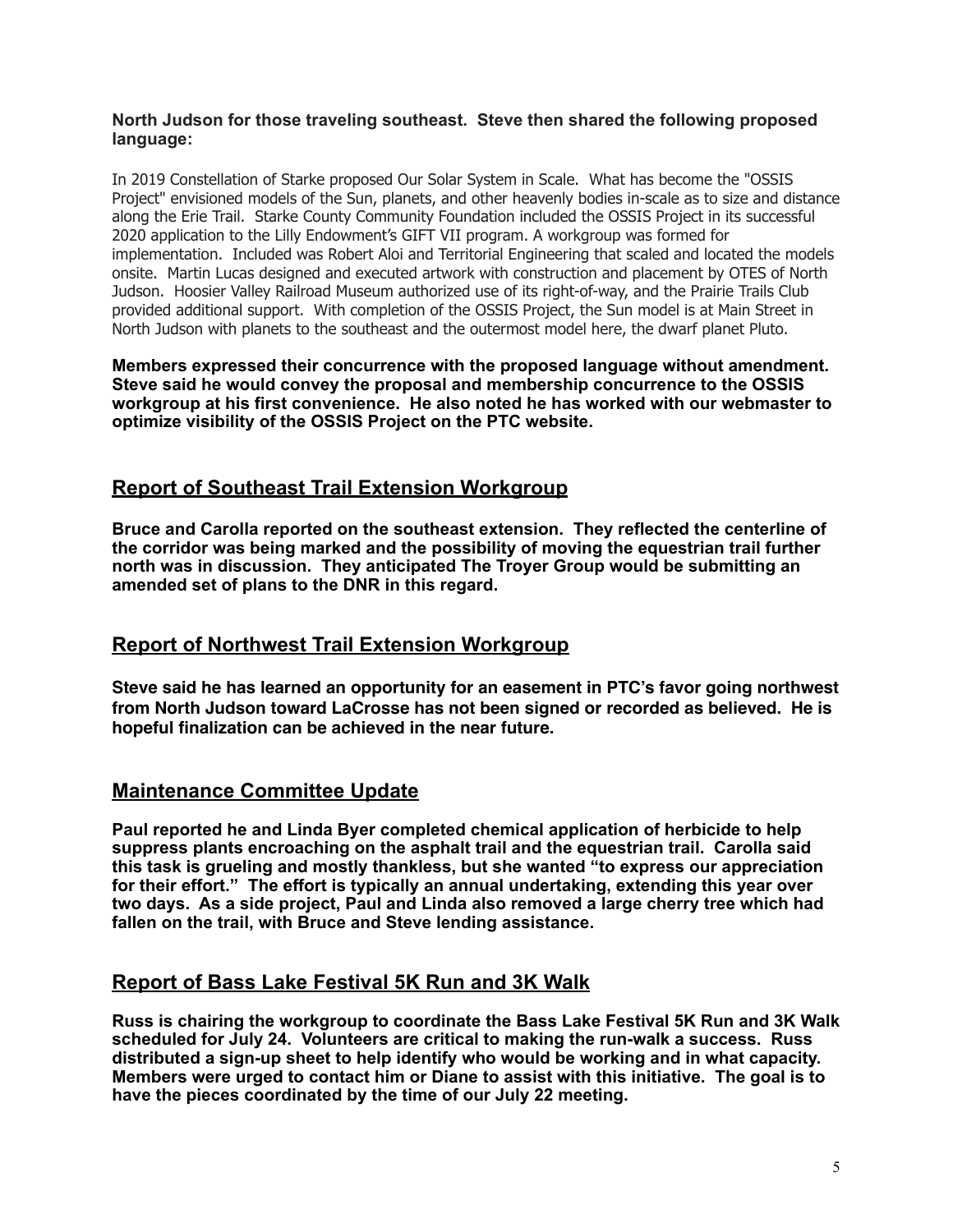**North Judson for those traveling southeast. Steve then shared the following proposed language:**

In 2019 Constellation of Starke proposed Our Solar System in Scale. What has become the "OSSIS Project" envisioned models of the Sun, planets, and other heavenly bodies in-scale as to size and distance along the Erie Trail. Starke County Community Foundation included the OSSIS Project in its successful 2020 application to the Lilly Endowment's GIFT VII program. A workgroup was formed for implementation. Included was Robert Aloi and Territorial Engineering that scaled and located the models onsite. Martin Lucas designed and executed artwork with construction and placement by OTES of North Judson. Hoosier Valley Railroad Museum authorized use of its right-of-way, and the Prairie Trails Club provided additional support. With completion of the OSSIS Project, the Sun model is at Main Street in North Judson with planets to the southeast and the outermost model here, the dwarf planet Pluto.

**Members expressed their concurrence with the proposed language without amendment. Steve said he would convey the proposal and membership concurrence to the OSSIS workgroup at his first convenience. He also noted he has worked with our webmaster to optimize visibility of the OSSIS Project on the PTC website.**

## Report of Southeast Trail Extension Workgroup

**Bruce and Carolla reported on the southeast extension. They reflected the centerline of the corridor was being marked and the possibility of moving the equestrian trail further north was in discussion. They anticipated The Troyer Group would be submitting an amended set of plans to the DNR in this regard.**

## Report of Northwest Trail Extension Workgroup

**Steve said he has learned an opportunity for an easement in PTC's favor going northwest from North Judson toward LaCrosse has not been signed or recorded as believed. He is hopeful finalization can be achieved in the near future.**

## Maintenance Committee Update

**Paul reported he and Linda Byer completed chemical application of herbicide to help suppress plants encroaching on the asphalt trail and the equestrian trail. Carolla said this task is grueling and mostly thankless, but she wanted "to express our appreciation for their effort." The effort is typically an annual undertaking, extending this year over two days. As a side project, Paul and Linda also removed a large cherry tree which had fallen on the trail, with Bruce and Steve lending assistance.**

## Report of Bass Lake Festival 5K Run and 3K Walk

**Russ is chairing the workgroup to coordinate the Bass Lake Festival 5K Run and 3K Walk scheduled for July 24. Volunteers are critical to making the run-walk a success. Russ distributed a sign-up sheet to help identify who would be working and in what capacity. Members were urged to contact him or Diane to assist with this initiative. The goal is to have the pieces coordinated by the time of our July 22 meeting.**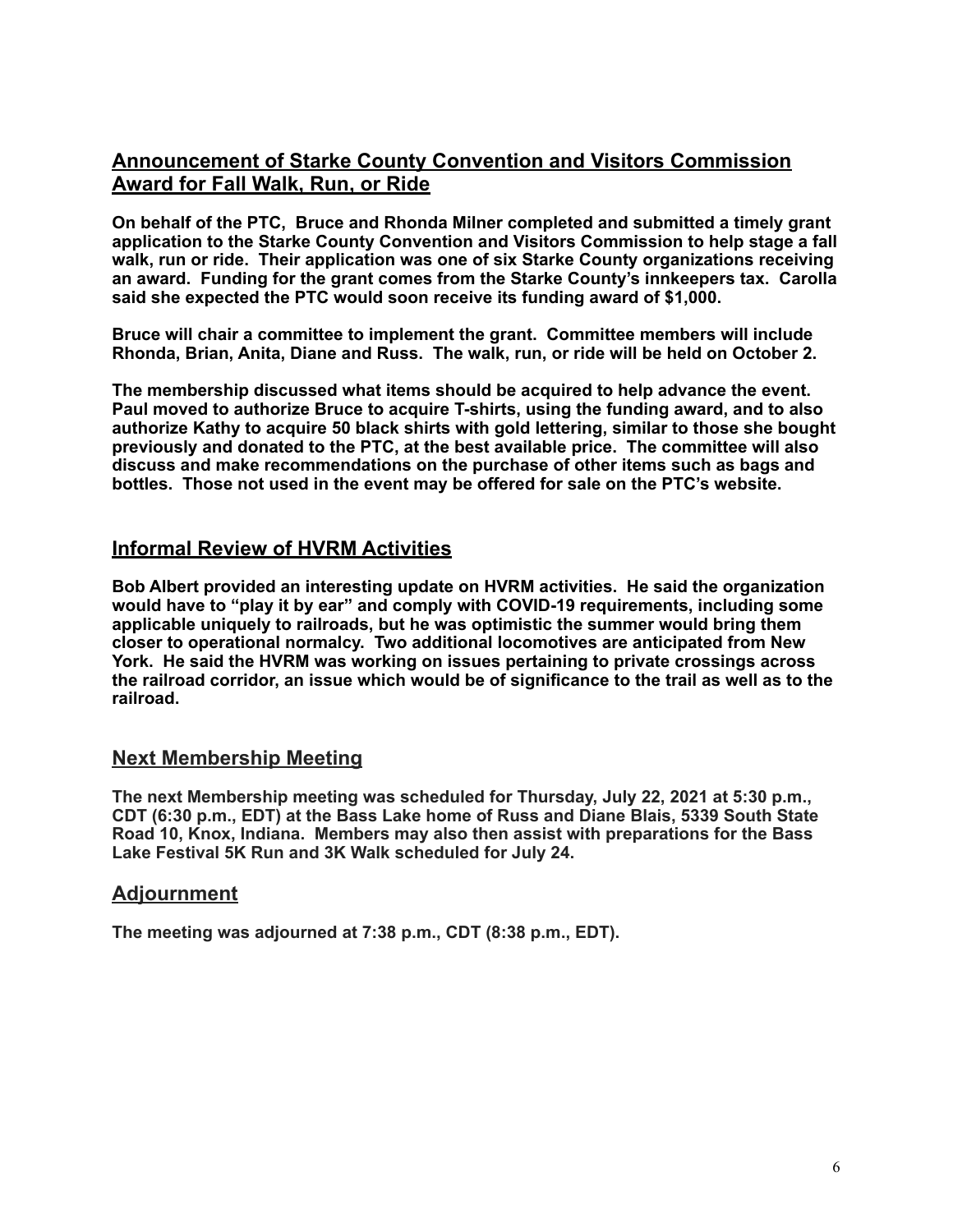## Announcement of Starke County Convention and Visitors Commission Award for Fall Walk, Run, or Ride

**On behalf of the PTC, Bruce and Rhonda Milner completed and submitted a timely grant application to the Starke County Convention and Visitors Commission to help stage a fall walk, run or ride. Their application was one of six Starke County organizations receiving an award. Funding for the grant comes from the Starke County's innkeepers tax. Carolla said she expected the PTC would soon receive its funding award of $1,000.**

**Bruce will chair a committee to implement the grant. Committee members will include Rhonda, Brian, Anita, Diane and Russ. The walk, run, or ride will be held on October 2.**

**The membership discussed what items should be acquired to help advance the event. Paul moved to authorize Bruce to acquire T-shirts, using the funding award, and to also authorize Kathy to acquire 50 black shirts with gold lettering, similar to those she bought previously and donated to the PTC, at the best available price. The committee will also discuss and make recommendations on the purchase of other items such as bags and bottles. Those not used in the event may be offered for sale on the PTC's website.**

## Informal Review of HVRM Activities

**Bob Albert provided an interesting update on HVRM activities. He said the organization would have to "play it by ear" and comply with COVID-19 requirements, including some applicable uniquely to railroads, but he was optimistic the summer would bring them closer to operational normalcy. Two additional locomotives are anticipated from New York. He said the HVRM was working on issues pertaining to private crossings across the railroad corridor, an issue which would be of significance to the trail as well as to the railroad.**

## Next Membership Meeting

**The next Membership meeting was scheduled for Thursday, July 22, 2021 at 5:30 p.m., CDT (6:30 p.m., EDT) at the Bass Lake home of Russ and Diane Blais, 5339 South State Road 10, Knox, Indiana. Members may also then assist with preparations for the Bass Lake Festival 5K Run and 3K Walk scheduled for July 24.**

## Adjournment

**The meeting was adjourned at 7:38 p.m., CDT (8:38 p.m., EDT).**